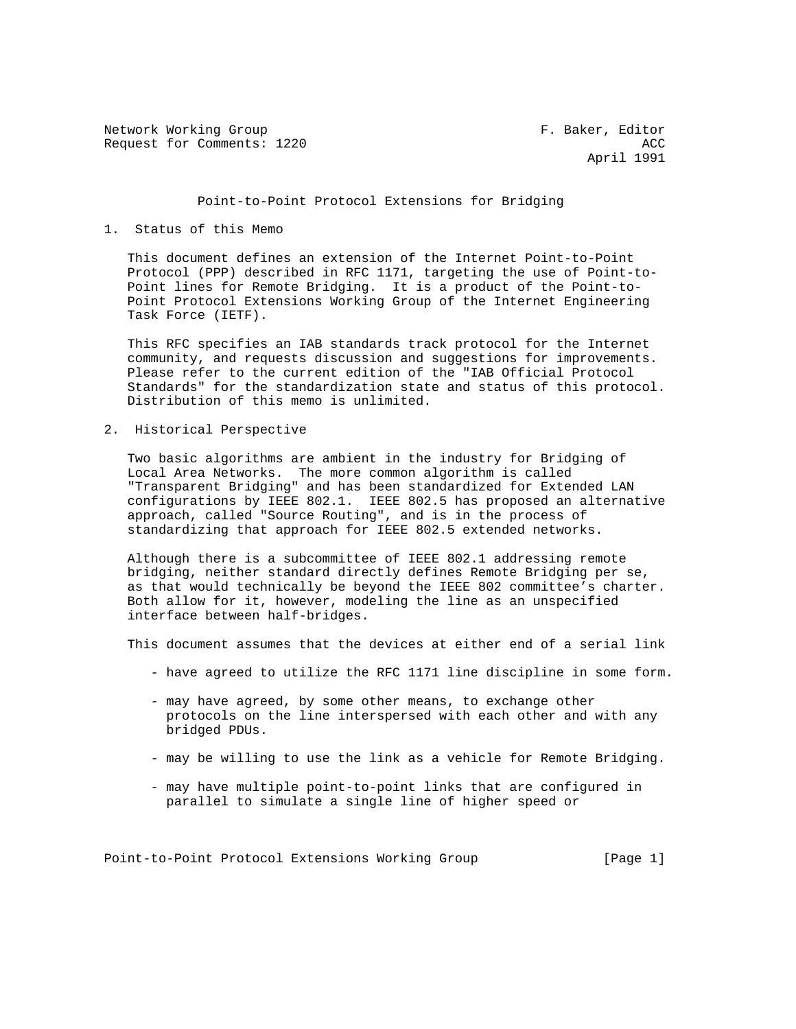Network Working Group                                    F. Baker, Editor
Request for Comments: 1220                                            ACC
                                                               April 1991

# Point-to-Point Protocol Extensions for Bridging

## 1. Status of this Memo

This document defines an extension of the Internet Point-to-Point Protocol (PPP) described in RFC 1171, targeting the use of Point-to-Point lines for Remote Bridging. It is a product of the Point-to-Point Protocol Extensions Working Group of the Internet Engineering Task Force (IETF).

This RFC specifies an IAB standards track protocol for the Internet community, and requests discussion and suggestions for improvements. Please refer to the current edition of the "IAB Official Protocol Standards" for the standardization state and status of this protocol. Distribution of this memo is unlimited.

## 2. Historical Perspective

Two basic algorithms are ambient in the industry for Bridging of Local Area Networks. The more common algorithm is called "Transparent Bridging" and has been standardized for Extended LAN configurations by IEEE 802.1. IEEE 802.5 has proposed an alternative approach, called "Source Routing", and is in the process of standardizing that approach for IEEE 802.5 extended networks.

Although there is a subcommittee of IEEE 802.1 addressing remote bridging, neither standard directly defines Remote Bridging per se, as that would technically be beyond the IEEE 802 committee's charter. Both allow for it, however, modeling the line as an unspecified interface between half-bridges.

This document assumes that the devices at either end of a serial link

- have agreed to utilize the RFC 1171 line discipline in some form.

- may have agreed, by some other means, to exchange other protocols on the line interspersed with each other and with any bridged PDUs.

- may be willing to use the link as a vehicle for Remote Bridging.

- may have multiple point-to-point links that are configured in parallel to simulate a single line of higher speed or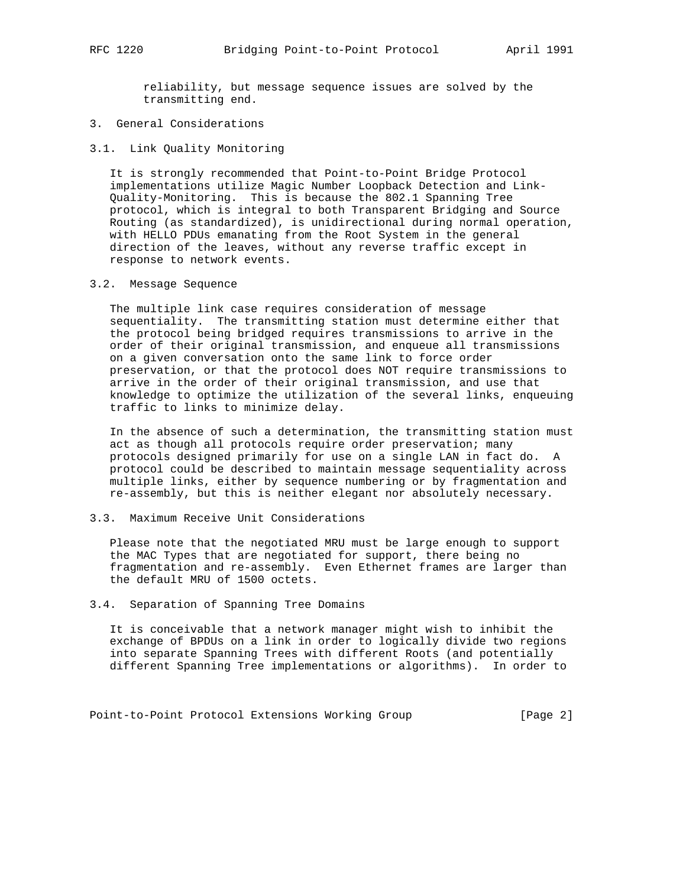reliability, but message sequence issues are solved by the transmitting end.

# 3. General Considerations

## 3.1. Link Quality Monitoring

It is strongly recommended that Point-to-Point Bridge Protocol implementations utilize Magic Number Loopback Detection and Link-Quality-Monitoring. This is because the 802.1 Spanning Tree protocol, which is integral to both Transparent Bridging and Source Routing (as standardized), is unidirectional during normal operation, with HELLO PDUs emanating from the Root System in the general direction of the leaves, without any reverse traffic except in response to network events.

## 3.2. Message Sequence

The multiple link case requires consideration of message sequentiality. The transmitting station must determine either that the protocol being bridged requires transmissions to arrive in the order of their original transmission, and enqueue all transmissions on a given conversation onto the same link to force order preservation, or that the protocol does NOT require transmissions to arrive in the order of their original transmission, and use that knowledge to optimize the utilization of the several links, enqueuing traffic to links to minimize delay.

In the absence of such a determination, the transmitting station must act as though all protocols require order preservation; many protocols designed primarily for use on a single LAN in fact do. A protocol could be described to maintain message sequentiality across multiple links, either by sequence numbering or by fragmentation and re-assembly, but this is neither elegant nor absolutely necessary.

## 3.3. Maximum Receive Unit Considerations

Please note that the negotiated MRU must be large enough to support the MAC Types that are negotiated for support, there being no fragmentation and re-assembly. Even Ethernet frames are larger than the default MRU of 1500 octets.

## 3.4. Separation of Spanning Tree Domains

It is conceivable that a network manager might wish to inhibit the exchange of BPDUs on a link in order to logically divide two regions into separate Spanning Trees with different Roots (and potentially different Spanning Tree implementations or algorithms). In order to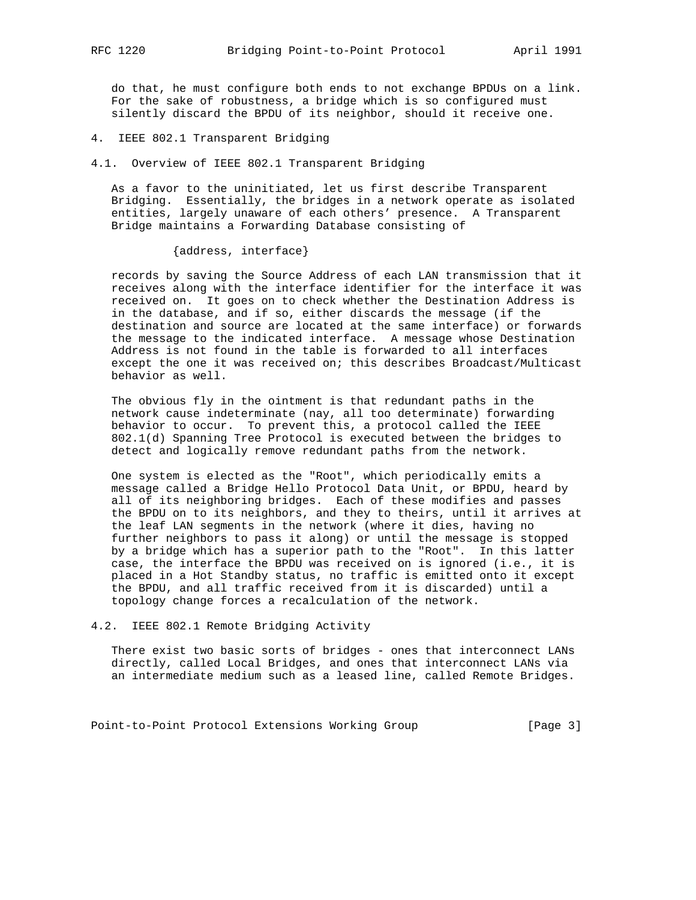do that, he must configure both ends to not exchange BPDUs on a link. For the sake of robustness, a bridge which is so configured must silently discard the BPDU of its neighbor, should it receive one.

## 4. IEEE 802.1 Transparent Bridging

### 4.1. Overview of IEEE 802.1 Transparent Bridging

As a favor to the uninitiated, let us first describe Transparent Bridging. Essentially, the bridges in a network operate as isolated entities, largely unaware of each others' presence. A Transparent Bridge maintains a Forwarding Database consisting of

```
{address, interface}
```

records by saving the Source Address of each LAN transmission that it receives along with the interface identifier for the interface it was received on. It goes on to check whether the Destination Address is in the database, and if so, either discards the message (if the destination and source are located at the same interface) or forwards the message to the indicated interface. A message whose Destination Address is not found in the table is forwarded to all interfaces except the one it was received on; this describes Broadcast/Multicast behavior as well.

The obvious fly in the ointment is that redundant paths in the network cause indeterminate (nay, all too determinate) forwarding behavior to occur. To prevent this, a protocol called the IEEE 802.1(d) Spanning Tree Protocol is executed between the bridges to detect and logically remove redundant paths from the network.

One system is elected as the "Root", which periodically emits a message called a Bridge Hello Protocol Data Unit, or BPDU, heard by all of its neighboring bridges. Each of these modifies and passes the BPDU on to its neighbors, and they to theirs, until it arrives at the leaf LAN segments in the network (where it dies, having no further neighbors to pass it along) or until the message is stopped by a bridge which has a superior path to the "Root". In this latter case, the interface the BPDU was received on is ignored (i.e., it is placed in a Hot Standby status, no traffic is emitted onto it except the BPDU, and all traffic received from it is discarded) until a topology change forces a recalculation of the network.

### 4.2. IEEE 802.1 Remote Bridging Activity

There exist two basic sorts of bridges - ones that interconnect LANs directly, called Local Bridges, and ones that interconnect LANs via an intermediate medium such as a leased line, called Remote Bridges.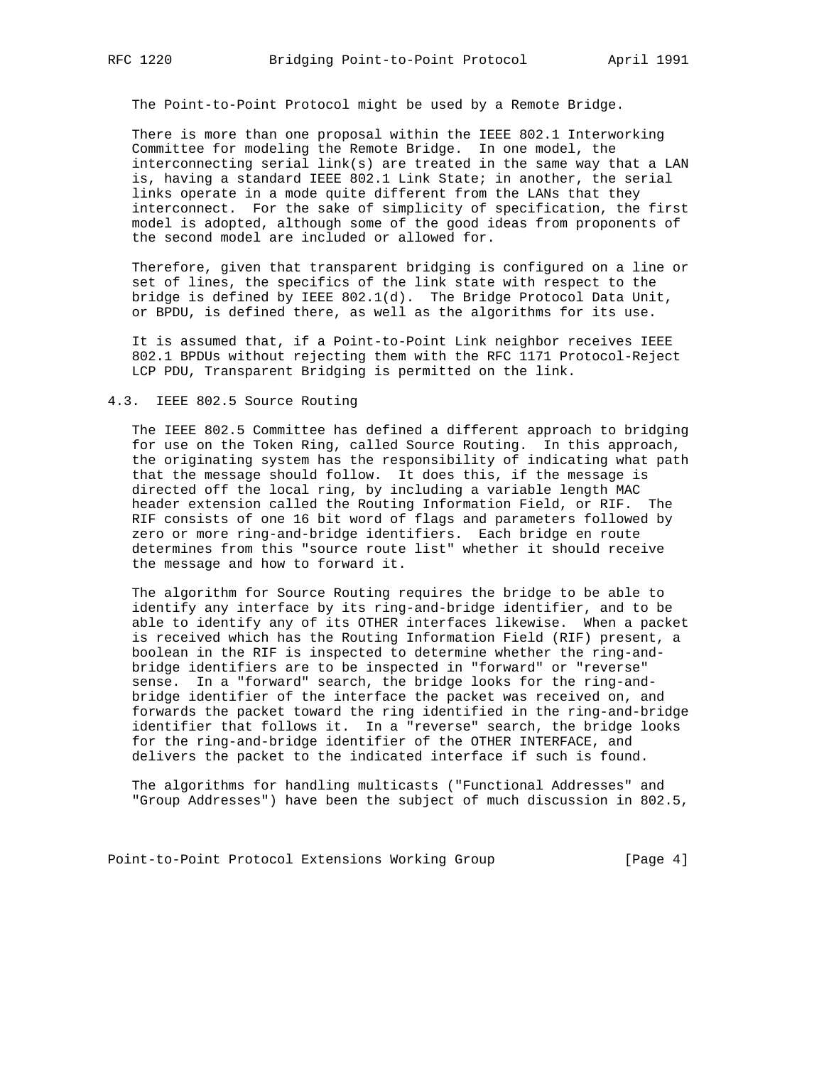The Point-to-Point Protocol might be used by a Remote Bridge.

There is more than one proposal within the IEEE 802.1 Interworking Committee for modeling the Remote Bridge. In one model, the interconnecting serial link(s) are treated in the same way that a LAN is, having a standard IEEE 802.1 Link State; in another, the serial links operate in a mode quite different from the LANs that they interconnect. For the sake of simplicity of specification, the first model is adopted, although some of the good ideas from proponents of the second model are included or allowed for.

Therefore, given that transparent bridging is configured on a line or set of lines, the specifics of the link state with respect to the bridge is defined by IEEE 802.1(d). The Bridge Protocol Data Unit, or BPDU, is defined there, as well as the algorithms for its use.

It is assumed that, if a Point-to-Point Link neighbor receives IEEE 802.1 BPDUs without rejecting them with the RFC 1171 Protocol-Reject LCP PDU, Transparent Bridging is permitted on the link.

## 4.3. IEEE 802.5 Source Routing

The IEEE 802.5 Committee has defined a different approach to bridging for use on the Token Ring, called Source Routing. In this approach, the originating system has the responsibility of indicating what path that the message should follow. It does this, if the message is directed off the local ring, by including a variable length MAC header extension called the Routing Information Field, or RIF. The RIF consists of one 16 bit word of flags and parameters followed by zero or more ring-and-bridge identifiers. Each bridge en route determines from this "source route list" whether it should receive the message and how to forward it.

The algorithm for Source Routing requires the bridge to be able to identify any interface by its ring-and-bridge identifier, and to be able to identify any of its OTHER interfaces likewise. When a packet is received which has the Routing Information Field (RIF) present, a boolean in the RIF is inspected to determine whether the ring-and-bridge identifiers are to be inspected in "forward" or "reverse" sense. In a "forward" search, the bridge looks for the ring-and-bridge identifier of the interface the packet was received on, and forwards the packet toward the ring identified in the ring-and-bridge identifier that follows it. In a "reverse" search, the bridge looks for the ring-and-bridge identifier of the OTHER INTERFACE, and delivers the packet to the indicated interface if such is found.

The algorithms for handling multicasts ("Functional Addresses" and "Group Addresses") have been the subject of much discussion in 802.5,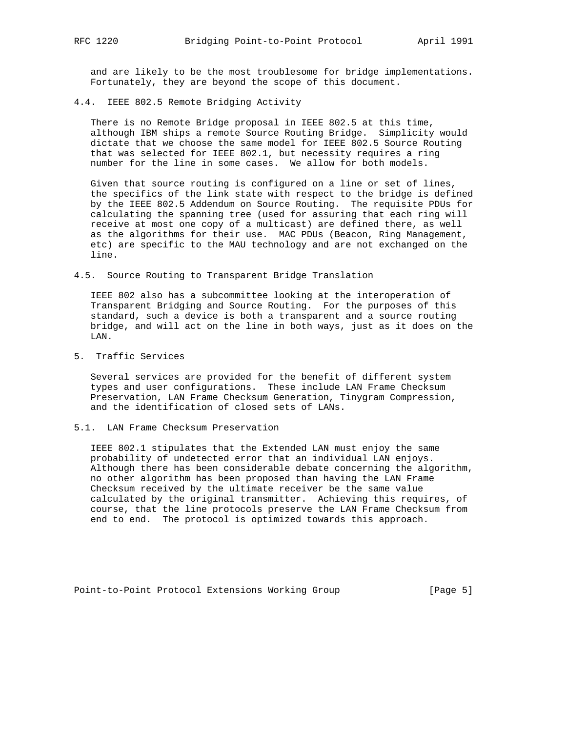and are likely to be the most troublesome for bridge implementations. Fortunately, they are beyond the scope of this document.

### 4.4. IEEE 802.5 Remote Bridging Activity

There is no Remote Bridge proposal in IEEE 802.5 at this time, although IBM ships a remote Source Routing Bridge. Simplicity would dictate that we choose the same model for IEEE 802.5 Source Routing that was selected for IEEE 802.1, but necessity requires a ring number for the line in some cases. We allow for both models.

Given that source routing is configured on a line or set of lines, the specifics of the link state with respect to the bridge is defined by the IEEE 802.5 Addendum on Source Routing. The requisite PDUs for calculating the spanning tree (used for assuring that each ring will receive at most one copy of a multicast) are defined there, as well as the algorithms for their use. MAC PDUs (Beacon, Ring Management, etc) are specific to the MAU technology and are not exchanged on the line.

### 4.5. Source Routing to Transparent Bridge Translation

IEEE 802 also has a subcommittee looking at the interoperation of Transparent Bridging and Source Routing. For the purposes of this standard, such a device is both a transparent and a source routing bridge, and will act on the line in both ways, just as it does on the LAN.

## 5. Traffic Services

Several services are provided for the benefit of different system types and user configurations. These include LAN Frame Checksum Preservation, LAN Frame Checksum Generation, Tinygram Compression, and the identification of closed sets of LANs.

### 5.1. LAN Frame Checksum Preservation

IEEE 802.1 stipulates that the Extended LAN must enjoy the same probability of undetected error that an individual LAN enjoys. Although there has been considerable debate concerning the algorithm, no other algorithm has been proposed than having the LAN Frame Checksum received by the ultimate receiver be the same value calculated by the original transmitter. Achieving this requires, of course, that the line protocols preserve the LAN Frame Checksum from end to end. The protocol is optimized towards this approach.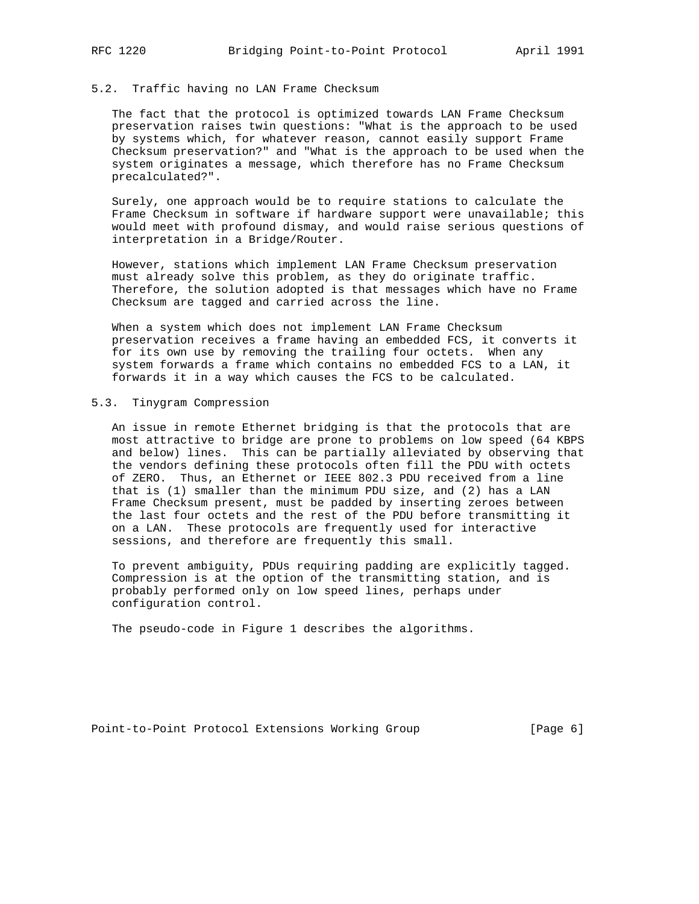## 5.2. Traffic having no LAN Frame Checksum

The fact that the protocol is optimized towards LAN Frame Checksum preservation raises twin questions: "What is the approach to be used by systems which, for whatever reason, cannot easily support Frame Checksum preservation?" and "What is the approach to be used when the system originates a message, which therefore has no Frame Checksum precalculated?".

Surely, one approach would be to require stations to calculate the Frame Checksum in software if hardware support were unavailable; this would meet with profound dismay, and would raise serious questions of interpretation in a Bridge/Router.

However, stations which implement LAN Frame Checksum preservation must already solve this problem, as they do originate traffic. Therefore, the solution adopted is that messages which have no Frame Checksum are tagged and carried across the line.

When a system which does not implement LAN Frame Checksum preservation receives a frame having an embedded FCS, it converts it for its own use by removing the trailing four octets. When any system forwards a frame which contains no embedded FCS to a LAN, it forwards it in a way which causes the FCS to be calculated.

## 5.3. Tinygram Compression

An issue in remote Ethernet bridging is that the protocols that are most attractive to bridge are prone to problems on low speed (64 KBPS and below) lines. This can be partially alleviated by observing that the vendors defining these protocols often fill the PDU with octets of ZERO. Thus, an Ethernet or IEEE 802.3 PDU received from a line that is (1) smaller than the minimum PDU size, and (2) has a LAN Frame Checksum present, must be padded by inserting zeroes between the last four octets and the rest of the PDU before transmitting it on a LAN. These protocols are frequently used for interactive sessions, and therefore are frequently this small.

To prevent ambiguity, PDUs requiring padding are explicitly tagged. Compression is at the option of the transmitting station, and is probably performed only on low speed lines, perhaps under configuration control.

The pseudo-code in Figure 1 describes the algorithms.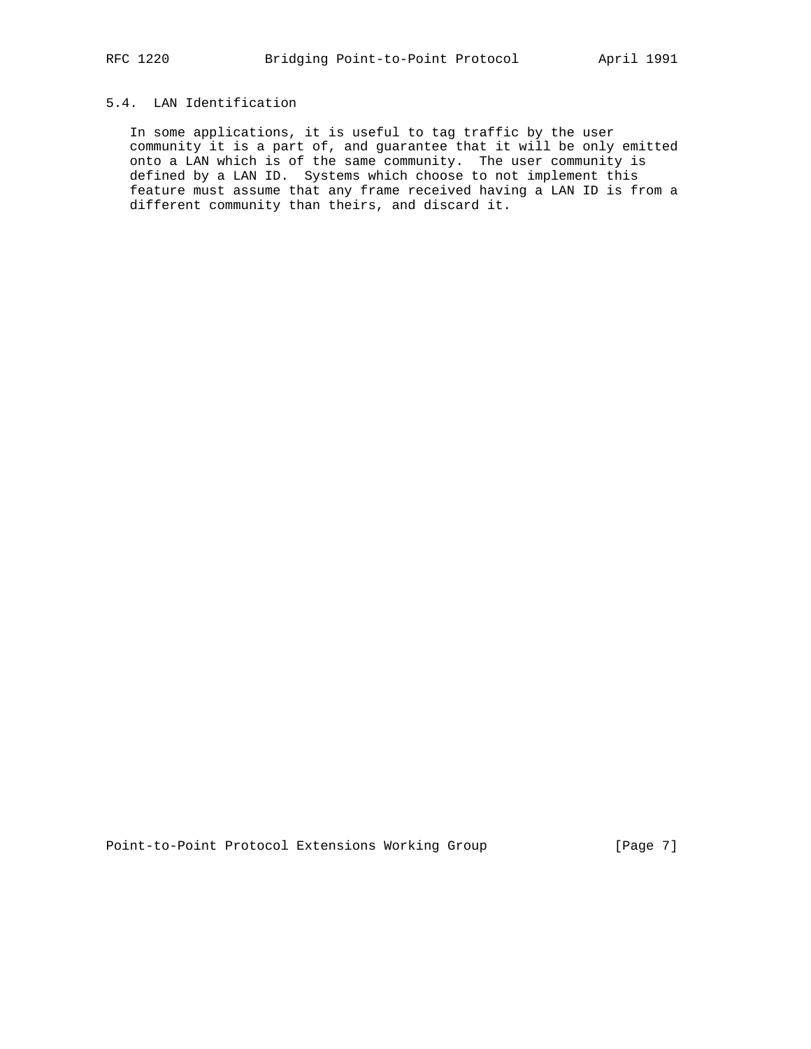## 5.4. LAN Identification

In some applications, it is useful to tag traffic by the user community it is a part of, and guarantee that it will be only emitted onto a LAN which is of the same community. The user community is defined by a LAN ID. Systems which choose to not implement this feature must assume that any frame received having a LAN ID is from a different community than theirs, and discard it.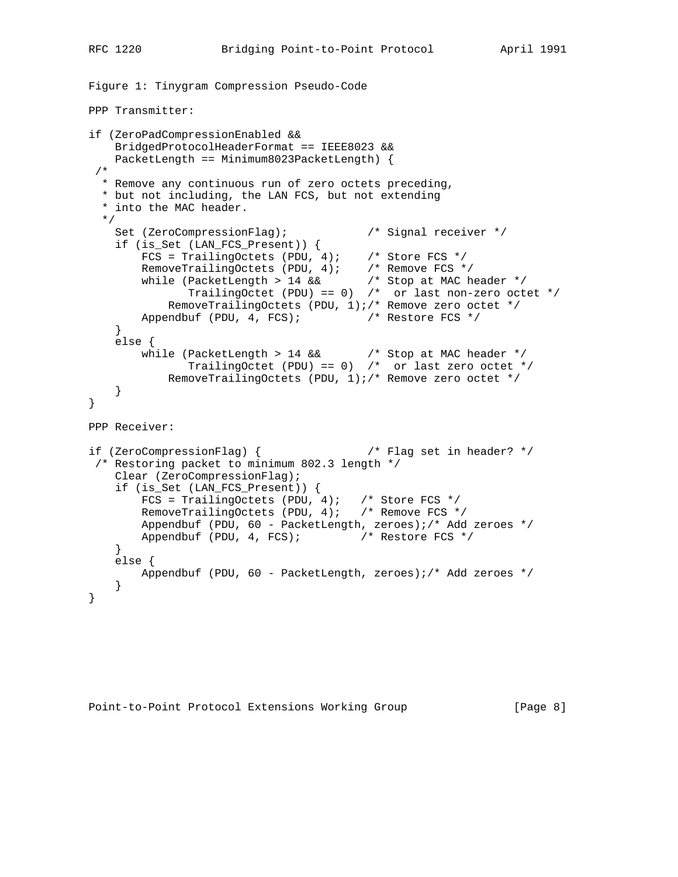Figure 1: Tinygram Compression Pseudo-Code

PPP Transmitter:

```
if (ZeroPadCompressionEnabled &&
    BridgedProtocolHeaderFormat == IEEE8023 &&
    PacketLength == Minimum8023PacketLength) {
 /*
  * Remove any continuous run of zero octets preceding,
  * but not including, the LAN FCS, but not extending
  * into the MAC header.
  */
    Set (ZeroCompressionFlag);            /* Signal receiver */
    if (is_Set (LAN_FCS_Present)) {
        FCS = TrailingOctets (PDU, 4);    /* Store FCS */
        RemoveTrailingOctets (PDU, 4);    /* Remove FCS */
        while (PacketLength > 14 &&       /* Stop at MAC header */
               TrailingOctet (PDU) == 0)  /*  or last non-zero octet */
            RemoveTrailingOctets (PDU, 1);/* Remove zero octet */
        Appendbuf (PDU, 4, FCS);          /* Restore FCS */
    }
    else {
        while (PacketLength > 14 &&       /* Stop at MAC header */
               TrailingOctet (PDU) == 0)  /*  or last zero octet */
            RemoveTrailingOctets (PDU, 1);/* Remove zero octet */
    }
}
```

PPP Receiver:

```
if (ZeroCompressionFlag) {                /* Flag set in header? */
 /* Restoring packet to minimum 802.3 length */
    Clear (ZeroCompressionFlag);
    if (is_Set (LAN_FCS_Present)) {
        FCS = TrailingOctets (PDU, 4);   /* Store FCS */
        RemoveTrailingOctets (PDU, 4);   /* Remove FCS */
        Appendbuf (PDU, 60 - PacketLength, zeroes);/* Add zeroes */
        Appendbuf (PDU, 4, FCS);         /* Restore FCS */
    }
    else {
        Appendbuf (PDU, 60 - PacketLength, zeroes);/* Add zeroes */
    }
}
```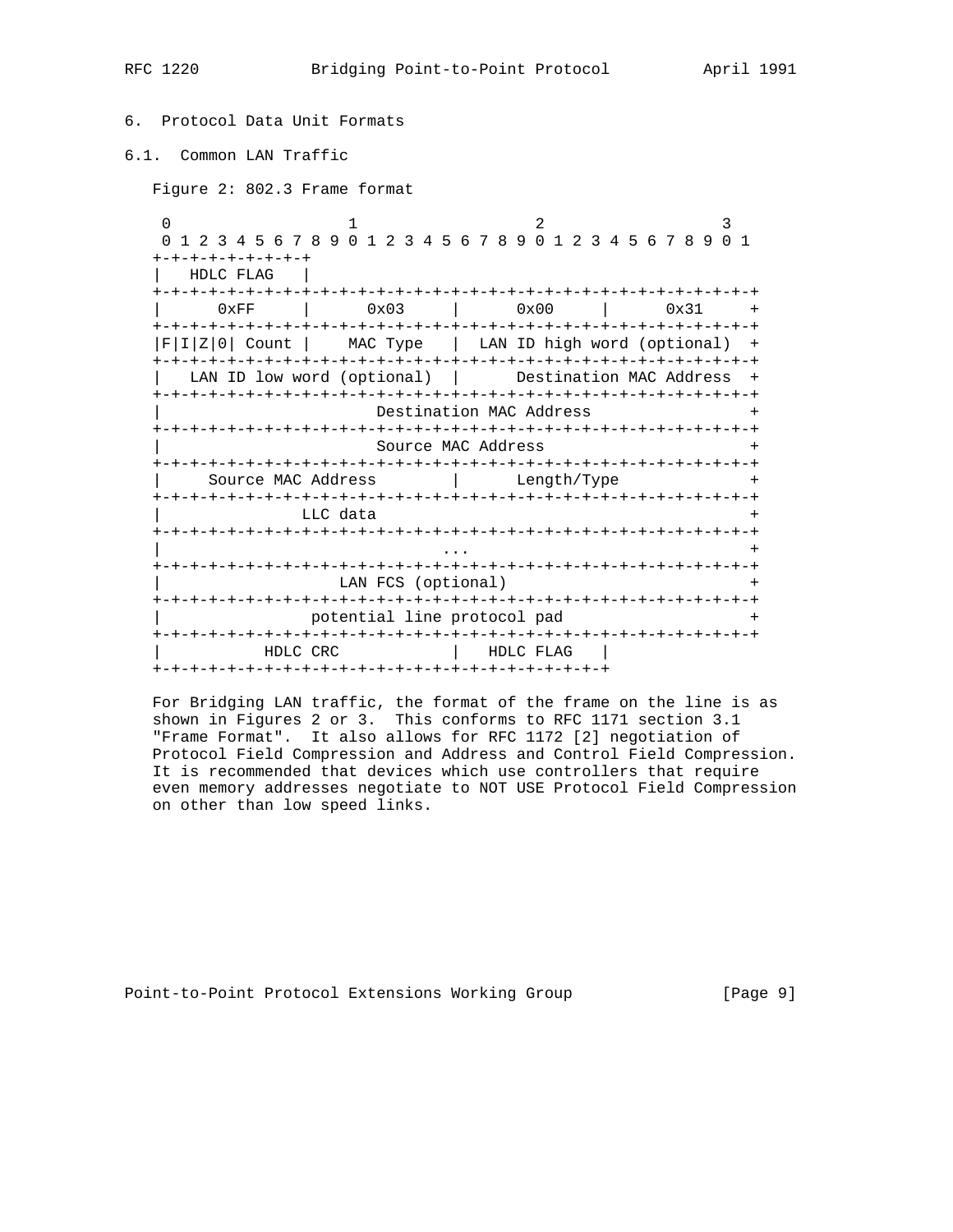## 6. Protocol Data Unit Formats

### 6.1. Common LAN Traffic

Figure 2: 802.3 Frame format

```
 0                   1                   2                   3
 0 1 2 3 4 5 6 7 8 9 0 1 2 3 4 5 6 7 8 9 0 1 2 3 4 5 6 7 8 9 0 1
+-+-+-+-+-+-+-+-+
|   HDLC FLAG   |
+-+-+-+-+-+-+-+-+-+-+-+-+-+-+-+-+-+-+-+-+-+-+-+-+-+-+-+-+-+-+-+-+
|      0xFF     |      0x03     |      0x00     |      0x31     +
+-+-+-+-+-+-+-+-+-+-+-+-+-+-+-+-+-+-+-+-+-+-+-+-+-+-+-+-+-+-+-+-+
|F|I|Z|0| Count |    MAC Type   |  LAN ID high word (optional)  +
+-+-+-+-+-+-+-+-+-+-+-+-+-+-+-+-+-+-+-+-+-+-+-+-+-+-+-+-+-+-+-+-+
|   LAN ID low word (optional)  |      Destination MAC Address  +
+-+-+-+-+-+-+-+-+-+-+-+-+-+-+-+-+-+-+-+-+-+-+-+-+-+-+-+-+-+-+-+-+
|                       Destination MAC Address                 +
+-+-+-+-+-+-+-+-+-+-+-+-+-+-+-+-+-+-+-+-+-+-+-+-+-+-+-+-+-+-+-+-+
|                       Source MAC Address                      +
+-+-+-+-+-+-+-+-+-+-+-+-+-+-+-+-+-+-+-+-+-+-+-+-+-+-+-+-+-+-+-+-+
|     Source MAC Address        |      Length/Type              +
+-+-+-+-+-+-+-+-+-+-+-+-+-+-+-+-+-+-+-+-+-+-+-+-+-+-+-+-+-+-+-+-+
|               LLC data                                        +
+-+-+-+-+-+-+-+-+-+-+-+-+-+-+-+-+-+-+-+-+-+-+-+-+-+-+-+-+-+-+-+-+
|                              ...                              +
+-+-+-+-+-+-+-+-+-+-+-+-+-+-+-+-+-+-+-+-+-+-+-+-+-+-+-+-+-+-+-+-+
|                   LAN FCS (optional)                          +
+-+-+-+-+-+-+-+-+-+-+-+-+-+-+-+-+-+-+-+-+-+-+-+-+-+-+-+-+-+-+-+-+
|                potential line protocol pad                    +
+-+-+-+-+-+-+-+-+-+-+-+-+-+-+-+-+-+-+-+-+-+-+-+-+-+-+-+-+-+-+-+-+
|           HDLC CRC            |   HDLC FLAG   |
+-+-+-+-+-+-+-+-+-+-+-+-+-+-+-+-+-+-+-+-+-+-+-+-+
```

For Bridging LAN traffic, the format of the frame on the line is as shown in Figures 2 or 3. This conforms to RFC 1171 section 3.1 "Frame Format". It also allows for RFC 1172 [2] negotiation of Protocol Field Compression and Address and Control Field Compression. It is recommended that devices which use controllers that require even memory addresses negotiate to NOT USE Protocol Field Compression on other than low speed links.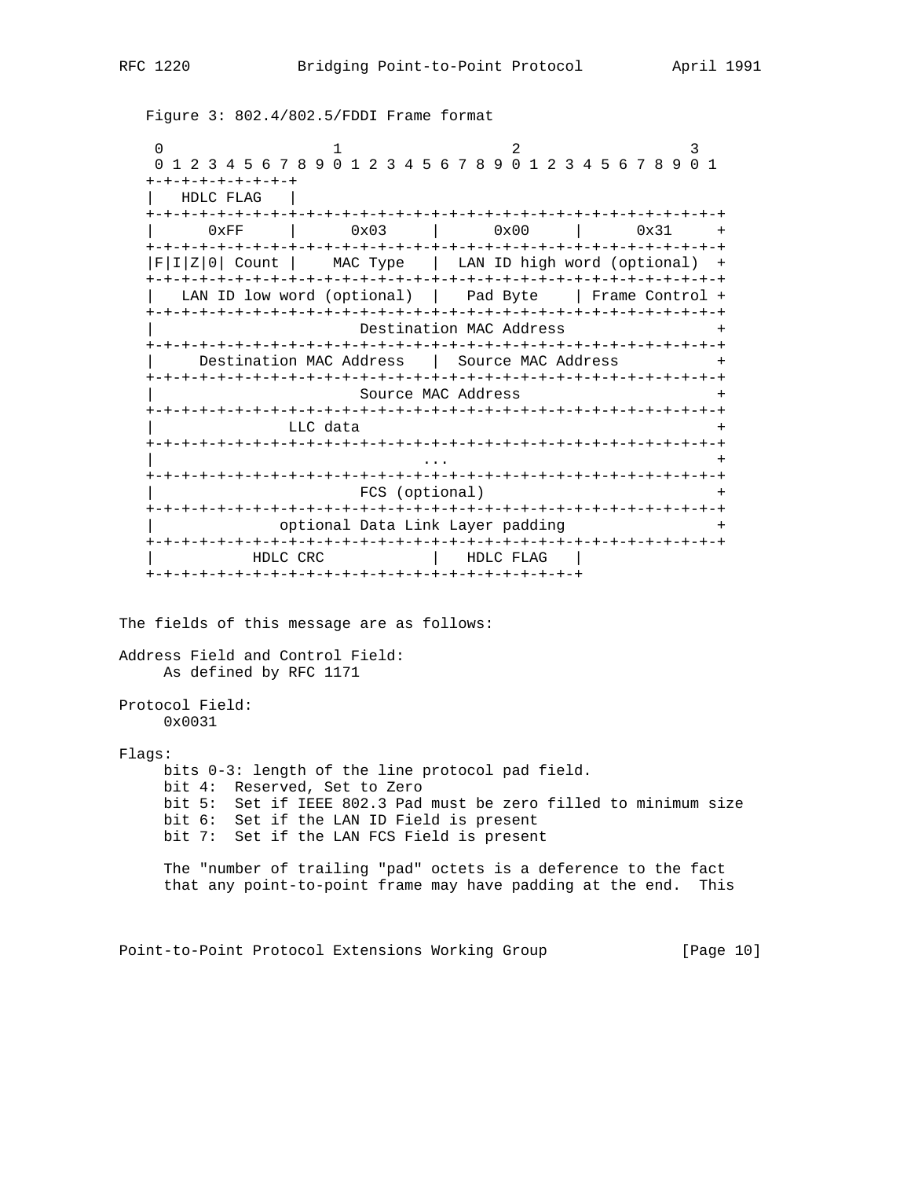Figure 3: 802.4/802.5/FDDI Frame format

```
 0                   1                   2                   3
 0 1 2 3 4 5 6 7 8 9 0 1 2 3 4 5 6 7 8 9 0 1 2 3 4 5 6 7 8 9 0 1
+-+-+-+-+-+-+-+-+
|   HDLC FLAG   |
+-+-+-+-+-+-+-+-+-+-+-+-+-+-+-+-+-+-+-+-+-+-+-+-+-+-+-+-+-+-+-+-+
|      0xFF     |      0x03     |      0x00     |      0x31     +
+-+-+-+-+-+-+-+-+-+-+-+-+-+-+-+-+-+-+-+-+-+-+-+-+-+-+-+-+-+-+-+-+
|F|I|Z|0| Count |    MAC Type   |  LAN ID high word (optional)  +
+-+-+-+-+-+-+-+-+-+-+-+-+-+-+-+-+-+-+-+-+-+-+-+-+-+-+-+-+-+-+-+-+
|  LAN ID low word (optional)   |   Pad Byte    | Frame Control +
+-+-+-+-+-+-+-+-+-+-+-+-+-+-+-+-+-+-+-+-+-+-+-+-+-+-+-+-+-+-+-+-+
|                       Destination MAC Address                 +
+-+-+-+-+-+-+-+-+-+-+-+-+-+-+-+-+-+-+-+-+-+-+-+-+-+-+-+-+-+-+-+-+
|    Destination MAC Address    |  Source MAC Address           +
+-+-+-+-+-+-+-+-+-+-+-+-+-+-+-+-+-+-+-+-+-+-+-+-+-+-+-+-+-+-+-+-+
|                       Source MAC Address                      +
+-+-+-+-+-+-+-+-+-+-+-+-+-+-+-+-+-+-+-+-+-+-+-+-+-+-+-+-+-+-+-+-+
|               LLC data                                        +
+-+-+-+-+-+-+-+-+-+-+-+-+-+-+-+-+-+-+-+-+-+-+-+-+-+-+-+-+-+-+-+-+
|                              ...                              +
+-+-+-+-+-+-+-+-+-+-+-+-+-+-+-+-+-+-+-+-+-+-+-+-+-+-+-+-+-+-+-+-+
|                        FCS (optional)                         +
+-+-+-+-+-+-+-+-+-+-+-+-+-+-+-+-+-+-+-+-+-+-+-+-+-+-+-+-+-+-+-+-+
|             optional Data Link Layer padding                  +
+-+-+-+-+-+-+-+-+-+-+-+-+-+-+-+-+-+-+-+-+-+-+-+-+-+-+-+-+-+-+-+-+
|           HDLC CRC            |   HDLC FLAG   |
+-+-+-+-+-+-+-+-+-+-+-+-+-+-+-+-+-+-+-+-+-+-+-+-+
```

The fields of this message are as follows:

Address Field and Control Field:
     As defined by RFC 1171

Protocol Field:
     0x0031

Flags:
     bits 0-3: length of the line protocol pad field.
     bit 4:  Reserved, Set to Zero
     bit 5:  Set if IEEE 802.3 Pad must be zero filled to minimum size
     bit 6:  Set if the LAN ID Field is present
     bit 7:  Set if the LAN FCS Field is present

     The "number of trailing "pad" octets is a deference to the fact
     that any point-to-point frame may have padding at the end.  This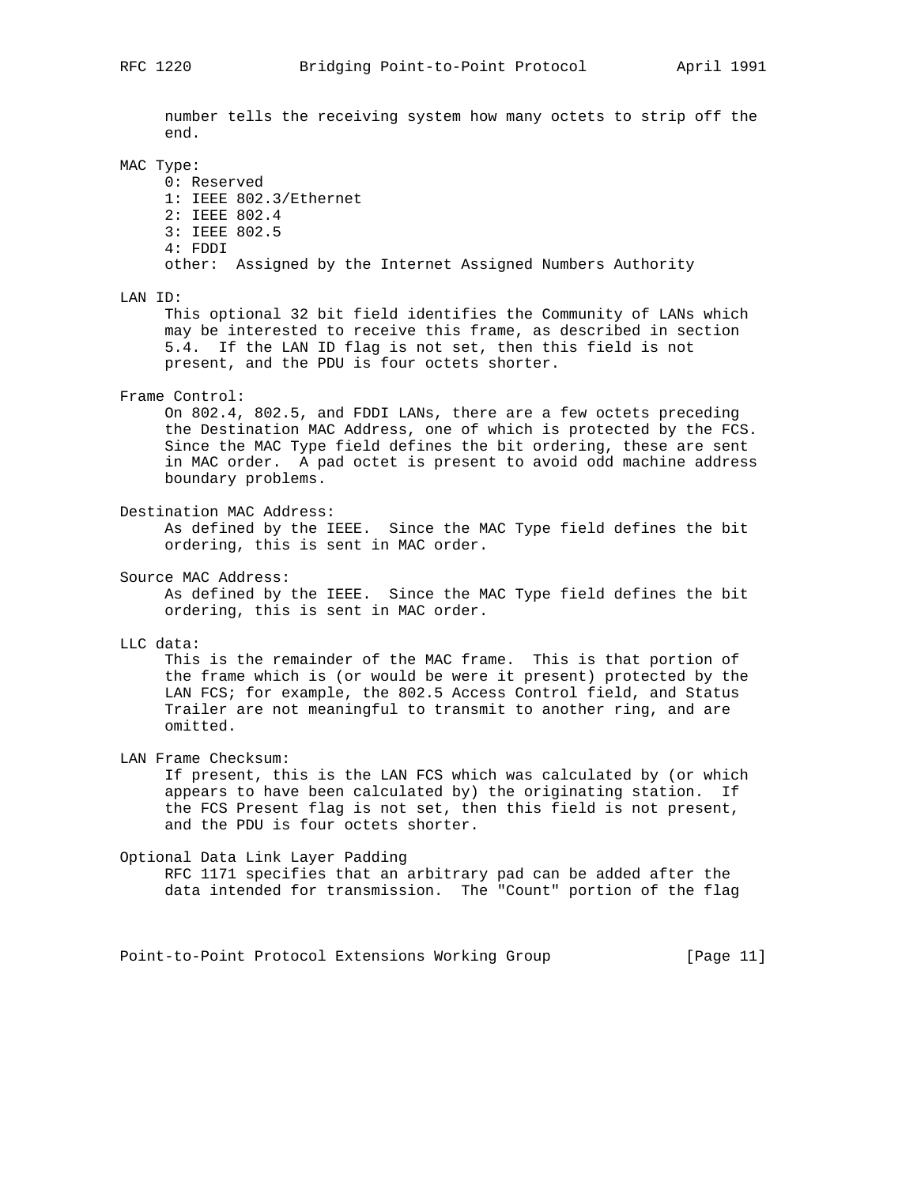number tells the receiving system how many octets to strip off the end.

MAC Type:

- 0: Reserved
- 1: IEEE 802.3/Ethernet
- 2: IEEE 802.4
- 3: IEEE 802.5
- 4: FDDI
- other: Assigned by the Internet Assigned Numbers Authority

LAN ID:

This optional 32 bit field identifies the Community of LANs which may be interested to receive this frame, as described in section 5.4. If the LAN ID flag is not set, then this field is not present, and the PDU is four octets shorter.

Frame Control:

On 802.4, 802.5, and FDDI LANs, there are a few octets preceding the Destination MAC Address, one of which is protected by the FCS. Since the MAC Type field defines the bit ordering, these are sent in MAC order. A pad octet is present to avoid odd machine address boundary problems.

Destination MAC Address:

As defined by the IEEE. Since the MAC Type field defines the bit ordering, this is sent in MAC order.

Source MAC Address:

As defined by the IEEE. Since the MAC Type field defines the bit ordering, this is sent in MAC order.

LLC data:

This is the remainder of the MAC frame. This is that portion of the frame which is (or would be were it present) protected by the LAN FCS; for example, the 802.5 Access Control field, and Status Trailer are not meaningful to transmit to another ring, and are omitted.

LAN Frame Checksum:

If present, this is the LAN FCS which was calculated by (or which appears to have been calculated by) the originating station. If the FCS Present flag is not set, then this field is not present, and the PDU is four octets shorter.

Optional Data Link Layer Padding

RFC 1171 specifies that an arbitrary pad can be added after the data intended for transmission. The "Count" portion of the flag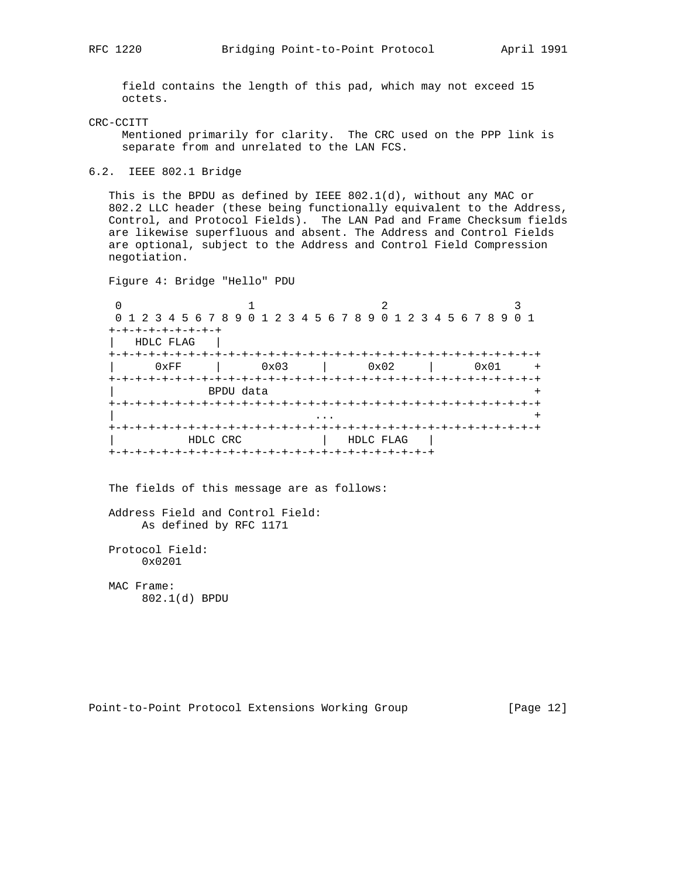field contains the length of this pad, which may not exceed 15 octets.

CRC-CCITT
: Mentioned primarily for clarity. The CRC used on the PPP link is separate from and unrelated to the LAN FCS.

## 6.2. IEEE 802.1 Bridge

This is the BPDU as defined by IEEE 802.1(d), without any MAC or 802.2 LLC header (these being functionally equivalent to the Address, Control, and Protocol Fields). The LAN Pad and Frame Checksum fields are likewise superfluous and absent. The Address and Control Fields are optional, subject to the Address and Control Field Compression negotiation.

Figure 4: Bridge "Hello" PDU

```
 0                   1                   2                   3
 0 1 2 3 4 5 6 7 8 9 0 1 2 3 4 5 6 7 8 9 0 1 2 3 4 5 6 7 8 9 0 1
+-+-+-+-+-+-+-+-+
|   HDLC FLAG   |
+-+-+-+-+-+-+-+-+-+-+-+-+-+-+-+-+-+-+-+-+-+-+-+-+-+-+-+-+-+-+-+-+
|      0xFF     |      0x03     |      0x02     |      0x01     +
+-+-+-+-+-+-+-+-+-+-+-+-+-+-+-+-+-+-+-+-+-+-+-+-+-+-+-+-+-+-+-+-+
|             BPDU data                                         +
+-+-+-+-+-+-+-+-+-+-+-+-+-+-+-+-+-+-+-+-+-+-+-+-+-+-+-+-+-+-+-+-+
|                              ...                              +
+-+-+-+-+-+-+-+-+-+-+-+-+-+-+-+-+-+-+-+-+-+-+-+-+-+-+-+-+-+-+-+-+
|           HDLC CRC            |   HDLC FLAG   |
+-+-+-+-+-+-+-+-+-+-+-+-+-+-+-+-+-+-+-+-+-+-+-+-+
```

The fields of this message are as follows:

Address Field and Control Field:
: As defined by RFC 1171

Protocol Field:
: 0x0201

MAC Frame:
: 802.1(d) BPDU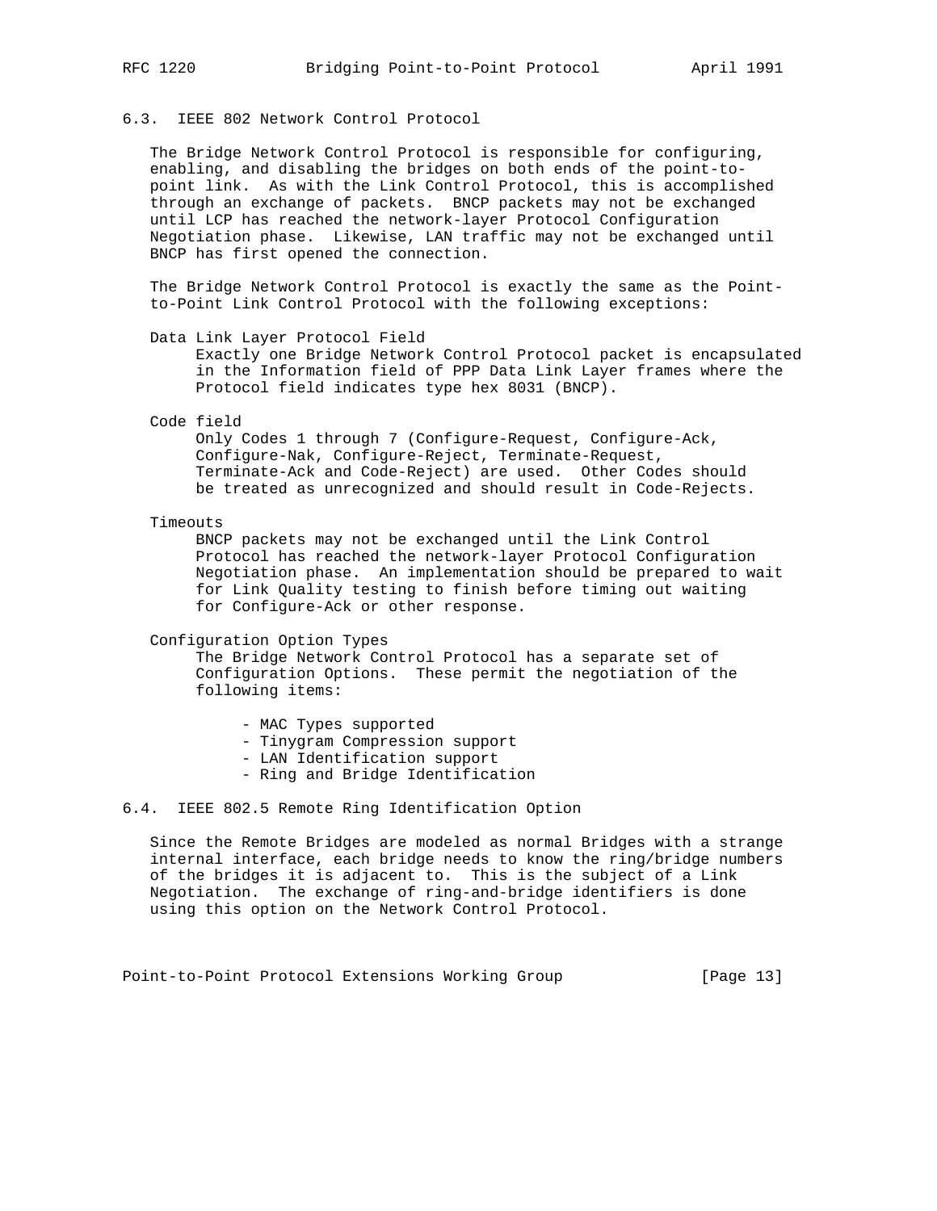## 6.3. IEEE 802 Network Control Protocol

The Bridge Network Control Protocol is responsible for configuring, enabling, and disabling the bridges on both ends of the point-to-point link. As with the Link Control Protocol, this is accomplished through an exchange of packets. BNCP packets may not be exchanged until LCP has reached the network-layer Protocol Configuration Negotiation phase. Likewise, LAN traffic may not be exchanged until BNCP has first opened the connection.

The Bridge Network Control Protocol is exactly the same as the Point-to-Point Link Control Protocol with the following exceptions:

Data Link Layer Protocol Field
: Exactly one Bridge Network Control Protocol packet is encapsulated in the Information field of PPP Data Link Layer frames where the Protocol field indicates type hex 8031 (BNCP).

Code field
: Only Codes 1 through 7 (Configure-Request, Configure-Ack, Configure-Nak, Configure-Reject, Terminate-Request, Terminate-Ack and Code-Reject) are used. Other Codes should be treated as unrecognized and should result in Code-Rejects.

Timeouts
: BNCP packets may not be exchanged until the Link Control Protocol has reached the network-layer Protocol Configuration Negotiation phase. An implementation should be prepared to wait for Link Quality testing to finish before timing out waiting for Configure-Ack or other response.

Configuration Option Types
: The Bridge Network Control Protocol has a separate set of Configuration Options. These permit the negotiation of the following items:

- MAC Types supported
- Tinygram Compression support
- LAN Identification support
- Ring and Bridge Identification

## 6.4. IEEE 802.5 Remote Ring Identification Option

Since the Remote Bridges are modeled as normal Bridges with a strange internal interface, each bridge needs to know the ring/bridge numbers of the bridges it is adjacent to. This is the subject of a Link Negotiation. The exchange of ring-and-bridge identifiers is done using this option on the Network Control Protocol.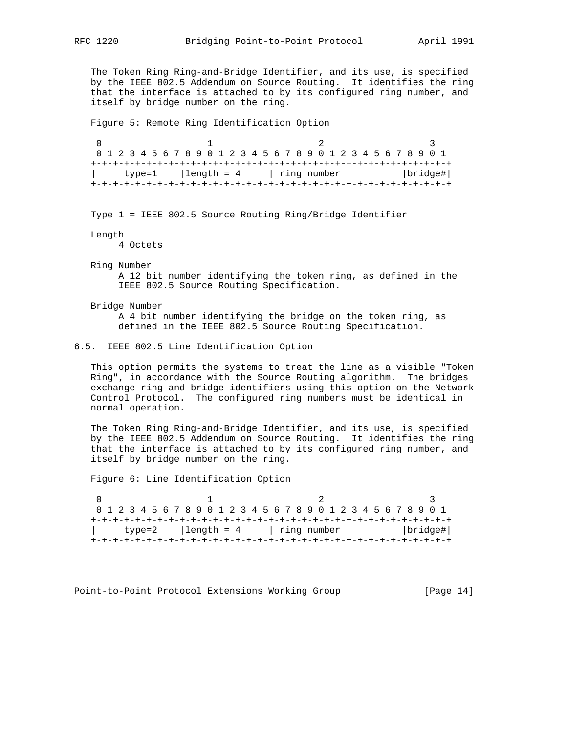The Token Ring Ring-and-Bridge Identifier, and its use, is specified by the IEEE 802.5 Addendum on Source Routing. It identifies the ring that the interface is attached to by its configured ring number, and itself by bridge number on the ring.

Figure 5: Remote Ring Identification Option

```
 0                   1                   2                   3
 0 1 2 3 4 5 6 7 8 9 0 1 2 3 4 5 6 7 8 9 0 1 2 3 4 5 6 7 8 9 0 1
+-+-+-+-+-+-+-+-+-+-+-+-+-+-+-+-+-+-+-+-+-+-+-+-+-+-+-+-+-+-+-+-+
|     type=1    |length = 4     | ring number           |bridge#|
+-+-+-+-+-+-+-+-+-+-+-+-+-+-+-+-+-+-+-+-+-+-+-+-+-+-+-+-+-+-+-+-+
```

Type 1 = IEEE 802.5 Source Routing Ring/Bridge Identifier

Length
: 4 Octets

Ring Number
: A 12 bit number identifying the token ring, as defined in the IEEE 802.5 Source Routing Specification.

Bridge Number
: A 4 bit number identifying the bridge on the token ring, as defined in the IEEE 802.5 Source Routing Specification.

## 6.5. IEEE 802.5 Line Identification Option

This option permits the systems to treat the line as a visible "Token Ring", in accordance with the Source Routing algorithm. The bridges exchange ring-and-bridge identifiers using this option on the Network Control Protocol. The configured ring numbers must be identical in normal operation.

The Token Ring Ring-and-Bridge Identifier, and its use, is specified by the IEEE 802.5 Addendum on Source Routing. It identifies the ring that the interface is attached to by its configured ring number, and itself by bridge number on the ring.

Figure 6: Line Identification Option

```
 0                   1                   2                   3
 0 1 2 3 4 5 6 7 8 9 0 1 2 3 4 5 6 7 8 9 0 1 2 3 4 5 6 7 8 9 0 1
+-+-+-+-+-+-+-+-+-+-+-+-+-+-+-+-+-+-+-+-+-+-+-+-+-+-+-+-+-+-+-+-+
|     type=2    |length = 4     | ring number           |bridge#|
+-+-+-+-+-+-+-+-+-+-+-+-+-+-+-+-+-+-+-+-+-+-+-+-+-+-+-+-+-+-+-+-+
```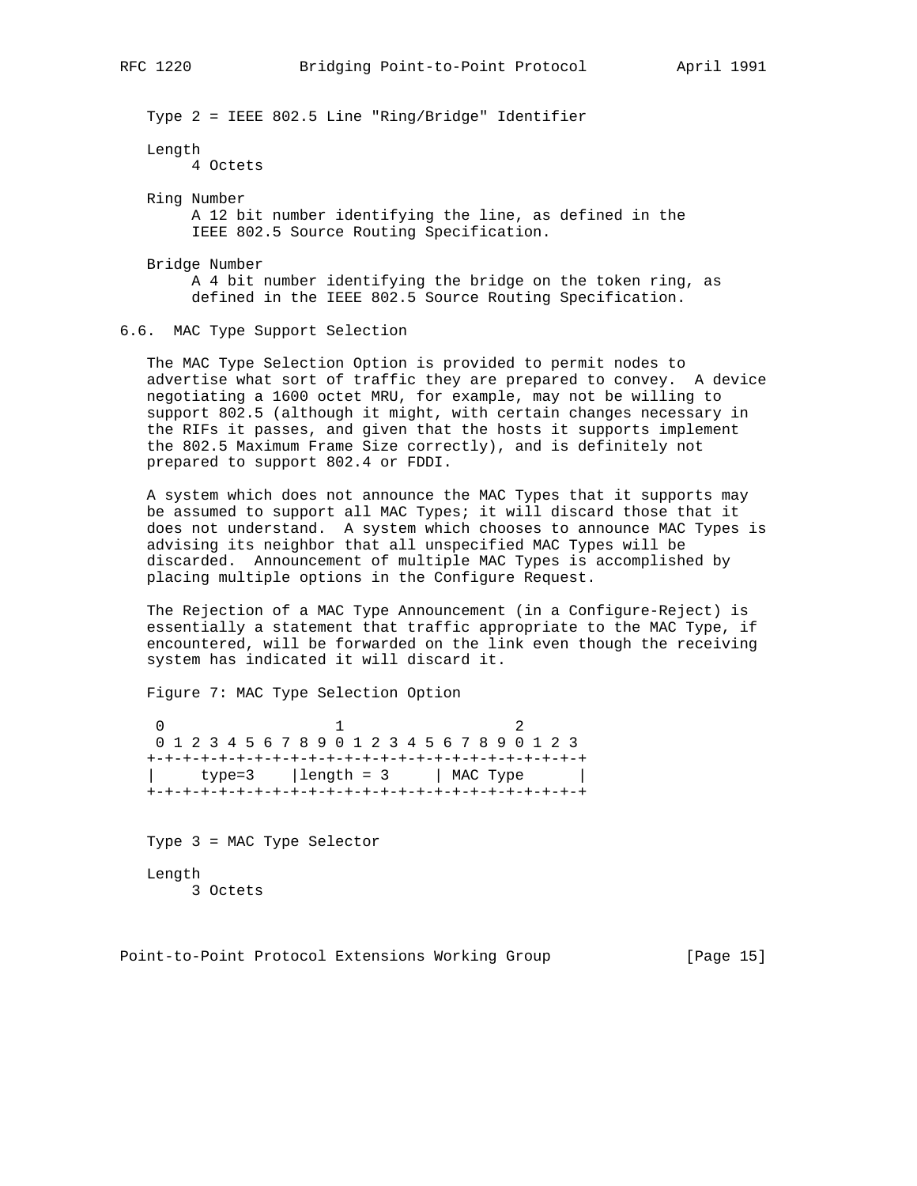Type 2 = IEEE 802.5 Line "Ring/Bridge" Identifier

Length
    4 Octets

Ring Number
    A 12 bit number identifying the line, as defined in the IEEE 802.5 Source Routing Specification.

Bridge Number
    A 4 bit number identifying the bridge on the token ring, as defined in the IEEE 802.5 Source Routing Specification.

## 6.6. MAC Type Support Selection

The MAC Type Selection Option is provided to permit nodes to advertise what sort of traffic they are prepared to convey. A device negotiating a 1600 octet MRU, for example, may not be willing to support 802.5 (although it might, with certain changes necessary in the RIFs it passes, and given that the hosts it supports implement the 802.5 Maximum Frame Size correctly), and is definitely not prepared to support 802.4 or FDDI.

A system which does not announce the MAC Types that it supports may be assumed to support all MAC Types; it will discard those that it does not understand. A system which chooses to announce MAC Types is advising its neighbor that all unspecified MAC Types will be discarded. Announcement of multiple MAC Types is accomplished by placing multiple options in the Configure Request.

The Rejection of a MAC Type Announcement (in a Configure-Reject) is essentially a statement that traffic appropriate to the MAC Type, if encountered, will be forwarded on the link even though the receiving system has indicated it will discard it.

Figure 7: MAC Type Selection Option

```
 0                   1                   2
 0 1 2 3 4 5 6 7 8 9 0 1 2 3 4 5 6 7 8 9 0 1 2 3
+-+-+-+-+-+-+-+-+-+-+-+-+-+-+-+-+-+-+-+-+-+-+-+-+
|     type=3    |length = 3     | MAC Type      |
+-+-+-+-+-+-+-+-+-+-+-+-+-+-+-+-+-+-+-+-+-+-+-+-+
```

Type 3 = MAC Type Selector

Length
    3 Octets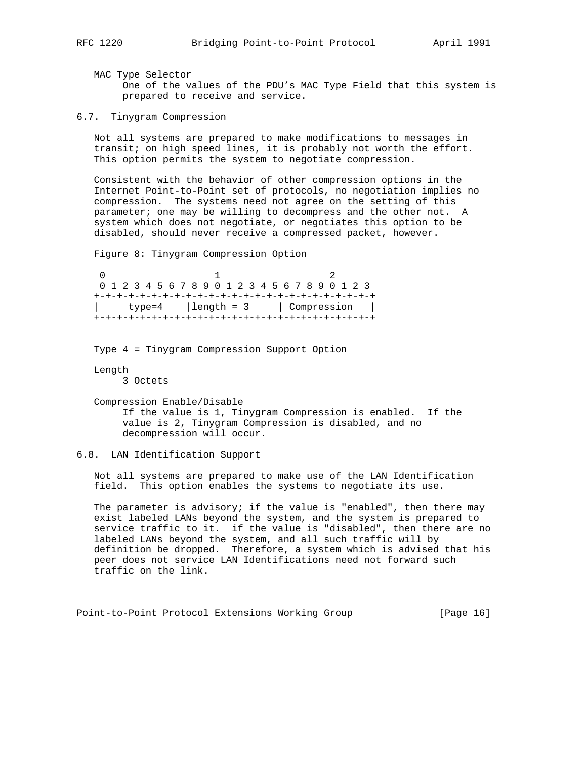MAC Type Selector
    One of the values of the PDU's MAC Type Field that this system is prepared to receive and service.

### 6.7. Tinygram Compression

Not all systems are prepared to make modifications to messages in transit; on high speed lines, it is probably not worth the effort. This option permits the system to negotiate compression.

Consistent with the behavior of other compression options in the Internet Point-to-Point set of protocols, no negotiation implies no compression. The systems need not agree on the setting of this parameter; one may be willing to decompress and the other not. A system which does not negotiate, or negotiates this option to be disabled, should never receive a compressed packet, however.

Figure 8: Tinygram Compression Option

```
 0                   1                   2
 0 1 2 3 4 5 6 7 8 9 0 1 2 3 4 5 6 7 8 9 0 1 2 3
+-+-+-+-+-+-+-+-+-+-+-+-+-+-+-+-+-+-+-+-+-+-+-+-+
|     type=4    |length = 3     | Compression   |
+-+-+-+-+-+-+-+-+-+-+-+-+-+-+-+-+-+-+-+-+-+-+-+-+
```

Type 4 = Tinygram Compression Support Option

Length
    3 Octets

Compression Enable/Disable
    If the value is 1, Tinygram Compression is enabled. If the value is 2, Tinygram Compression is disabled, and no decompression will occur.

### 6.8. LAN Identification Support

Not all systems are prepared to make use of the LAN Identification field. This option enables the systems to negotiate its use.

The parameter is advisory; if the value is "enabled", then there may exist labeled LANs beyond the system, and the system is prepared to service traffic to it. if the value is "disabled", then there are no labeled LANs beyond the system, and all such traffic will by definition be dropped. Therefore, a system which is advised that his peer does not service LAN Identifications need not forward such traffic on the link.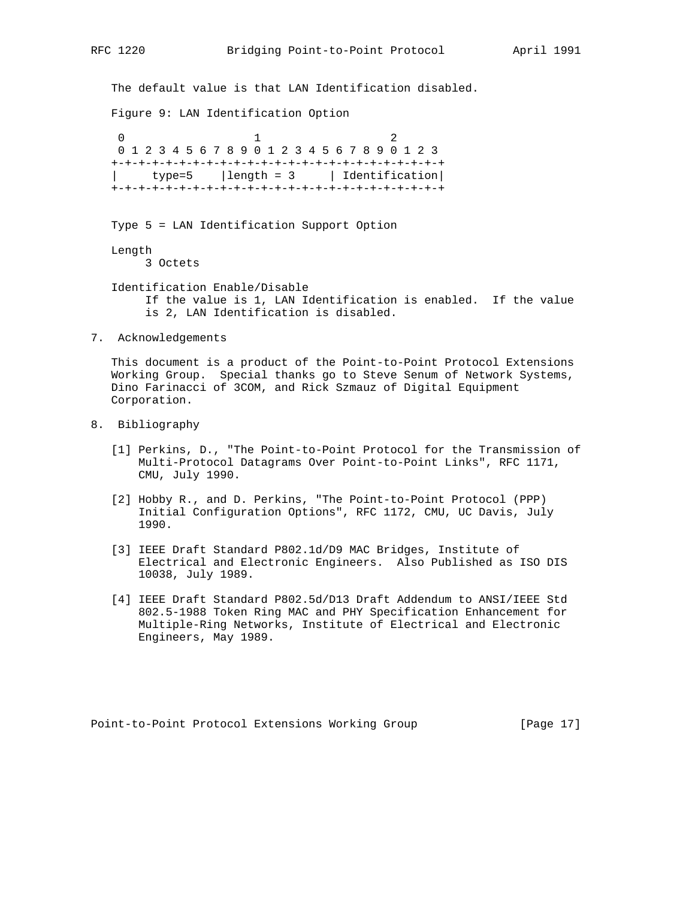The default value is that LAN Identification disabled.

Figure 9: LAN Identification Option

```
 0                   1                   2
 0 1 2 3 4 5 6 7 8 9 0 1 2 3 4 5 6 7 8 9 0 1 2 3
+-+-+-+-+-+-+-+-+-+-+-+-+-+-+-+-+-+-+-+-+-+-+-+-+
|     type=5    |length = 3     | Identification|
+-+-+-+-+-+-+-+-+-+-+-+-+-+-+-+-+-+-+-+-+-+-+-+-+
```

Type 5 = LAN Identification Support Option

Length
    3 Octets

Identification Enable/Disable
    If the value is 1, LAN Identification is enabled. If the value is 2, LAN Identification is disabled.

## 7. Acknowledgements

This document is a product of the Point-to-Point Protocol Extensions Working Group. Special thanks go to Steve Senum of Network Systems, Dino Farinacci of 3COM, and Rick Szmauz of Digital Equipment Corporation.

## 8. Bibliography

[1] Perkins, D., "The Point-to-Point Protocol for the Transmission of Multi-Protocol Datagrams Over Point-to-Point Links", RFC 1171, CMU, July 1990.

[2] Hobby R., and D. Perkins, "The Point-to-Point Protocol (PPP) Initial Configuration Options", RFC 1172, CMU, UC Davis, July 1990.

[3] IEEE Draft Standard P802.1d/D9 MAC Bridges, Institute of Electrical and Electronic Engineers. Also Published as ISO DIS 10038, July 1989.

[4] IEEE Draft Standard P802.5d/D13 Draft Addendum to ANSI/IEEE Std 802.5-1988 Token Ring MAC and PHY Specification Enhancement for Multiple-Ring Networks, Institute of Electrical and Electronic Engineers, May 1989.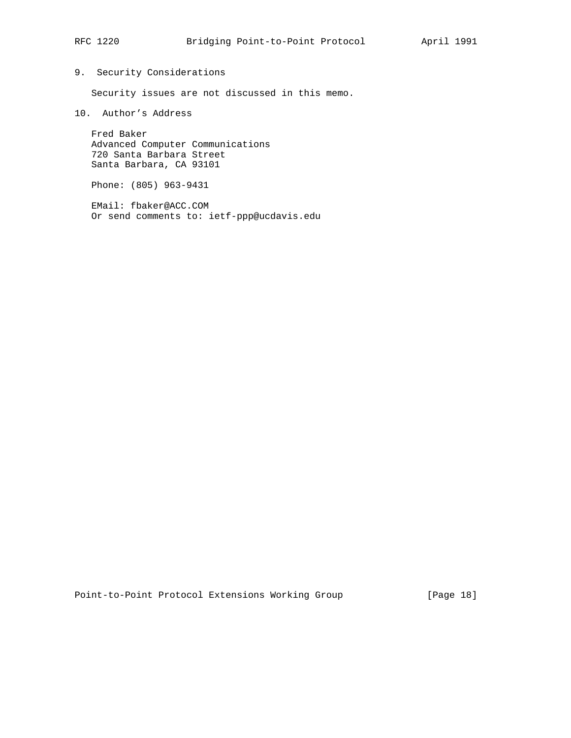## 9. Security Considerations

Security issues are not discussed in this memo.

## 10. Author's Address

Fred Baker
Advanced Computer Communications
720 Santa Barbara Street
Santa Barbara, CA 93101

Phone: (805) 963-9431

EMail: fbaker@ACC.COM
Or send comments to: ietf-ppp@ucdavis.edu